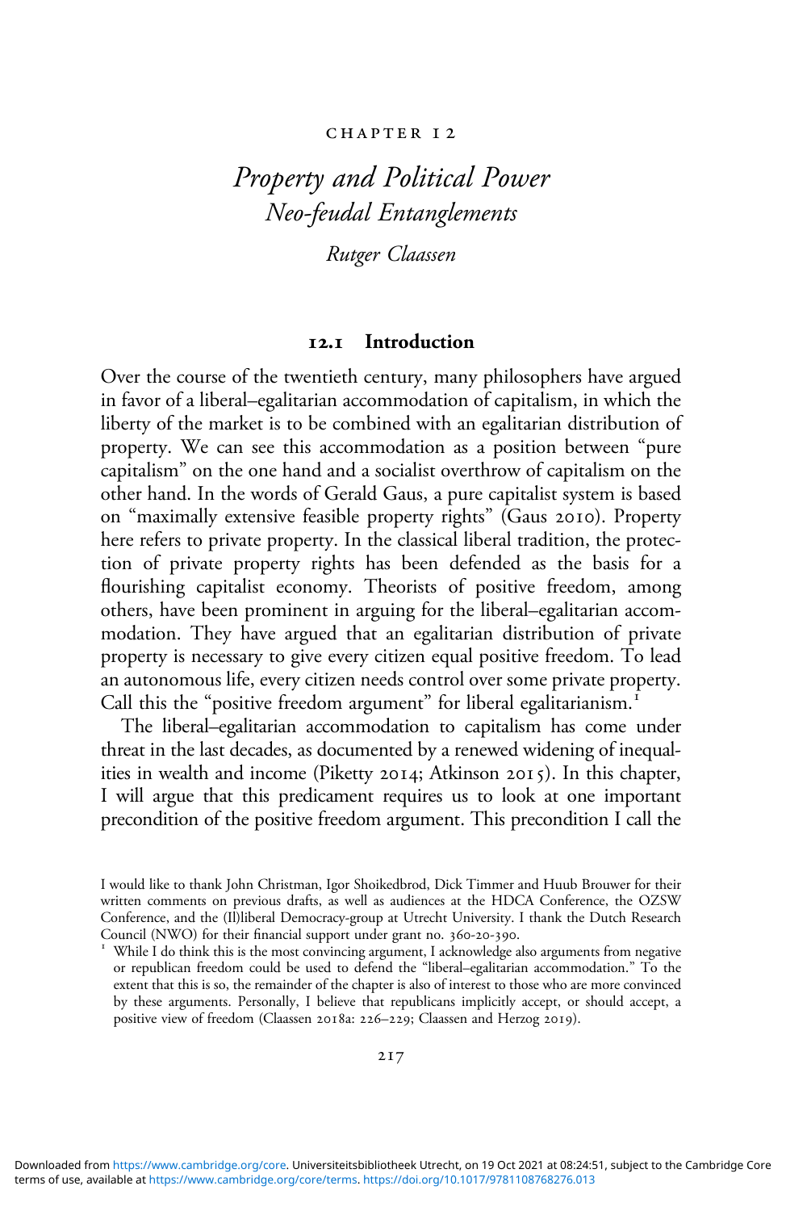CHAPTER 12

# *Property and Political Power*
## *Neo-feudal Entanglements*

*Rutger Claassen*

## 12.1 Introduction

Over the course of the twentieth century, many philosophers have argued in favor of a liberal–egalitarian accommodation of capitalism, in which the liberty of the market is to be combined with an egalitarian distribution of property. We can see this accommodation as a position between "pure capitalism" on the one hand and a socialist overthrow of capitalism on the other hand. In the words of Gerald Gaus, a pure capitalist system is based on "maximally extensive feasible property rights" (Gaus 2010). Property here refers to private property. In the classical liberal tradition, the protection of private property rights has been defended as the basis for a flourishing capitalist economy. Theorists of positive freedom, among others, have been prominent in arguing for the liberal–egalitarian accommodation. They have argued that an egalitarian distribution of private property is necessary to give every citizen equal positive freedom. To lead an autonomous life, every citizen needs control over some private property. Call this the "positive freedom argument" for liberal egalitarianism.[1]

The liberal–egalitarian accommodation to capitalism has come under threat in the last decades, as documented by a renewed widening of inequalities in wealth and income (Piketty 2014; Atkinson 2015). In this chapter, I will argue that this predicament requires us to look at one important precondition of the positive freedom argument. This precondition I call the

I would like to thank John Christman, Igor Shoikedbrod, Dick Timmer and Huub Brouwer for their written comments on previous drafts, as well as audiences at the HDCA Conference, the OZSW Conference, and the (Il)liberal Democracy-group at Utrecht University. I thank the Dutch Research Council (NWO) for their financial support under grant no. 360-20-390.

[1] While I do think this is the most convincing argument, I acknowledge also arguments from negative or republican freedom could be used to defend the "liberal–egalitarian accommodation." To the extent that this is so, the remainder of the chapter is also of interest to those who are more convinced by these arguments. Personally, I believe that republicans implicitly accept, or should accept, a positive view of freedom (Claassen 2018a: 226–229; Claassen and Herzog 2019).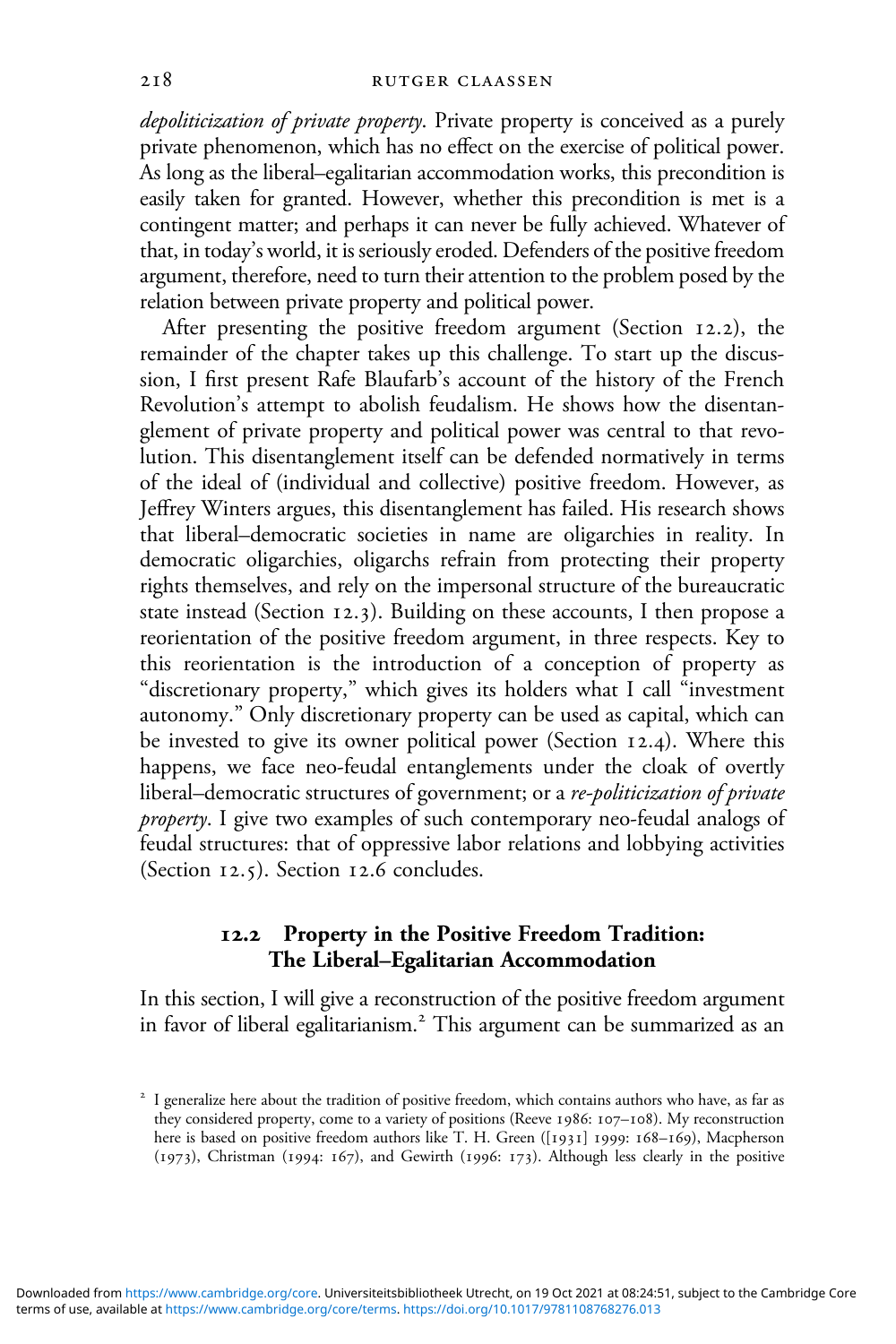*depoliticization of private property*. Private property is conceived as a purely private phenomenon, which has no effect on the exercise of political power. As long as the liberal–egalitarian accommodation works, this precondition is easily taken for granted. However, whether this precondition is met is a contingent matter; and perhaps it can never be fully achieved. Whatever of that, in today's world, it is seriously eroded. Defenders of the positive freedom argument, therefore, need to turn their attention to the problem posed by the relation between private property and political power.

After presenting the positive freedom argument (Section 12.2), the remainder of the chapter takes up this challenge. To start up the discussion, I first present Rafe Blaufarb's account of the history of the French Revolution's attempt to abolish feudalism. He shows how the disentanglement of private property and political power was central to that revolution. This disentanglement itself can be defended normatively in terms of the ideal of (individual and collective) positive freedom. However, as Jeffrey Winters argues, this disentanglement has failed. His research shows that liberal–democratic societies in name are oligarchies in reality. In democratic oligarchies, oligarchs refrain from protecting their property rights themselves, and rely on the impersonal structure of the bureaucratic state instead (Section 12.3). Building on these accounts, I then propose a reorientation of the positive freedom argument, in three respects. Key to this reorientation is the introduction of a conception of property as "discretionary property," which gives its holders what I call "investment autonomy." Only discretionary property can be used as capital, which can be invested to give its owner political power (Section 12.4). Where this happens, we face neo-feudal entanglements under the cloak of overtly liberal–democratic structures of government; or a *re-politicization of private property*. I give two examples of such contemporary neo-feudal analogs of feudal structures: that of oppressive labor relations and lobbying activities (Section 12.5). Section 12.6 concludes.

## 12.2 Property in the Positive Freedom Tradition: The Liberal–Egalitarian Accommodation

In this section, I will give a reconstruction of the positive freedom argument in favor of liberal egalitarianism.[2] This argument can be summarized as an

[2] I generalize here about the tradition of positive freedom, which contains authors who have, as far as they considered property, come to a variety of positions (Reeve 1986: 107–108). My reconstruction here is based on positive freedom authors like T. H. Green ([1931] 1999: 168–169), Macpherson (1973), Christman (1994: 167), and Gewirth (1996: 173). Although less clearly in the positive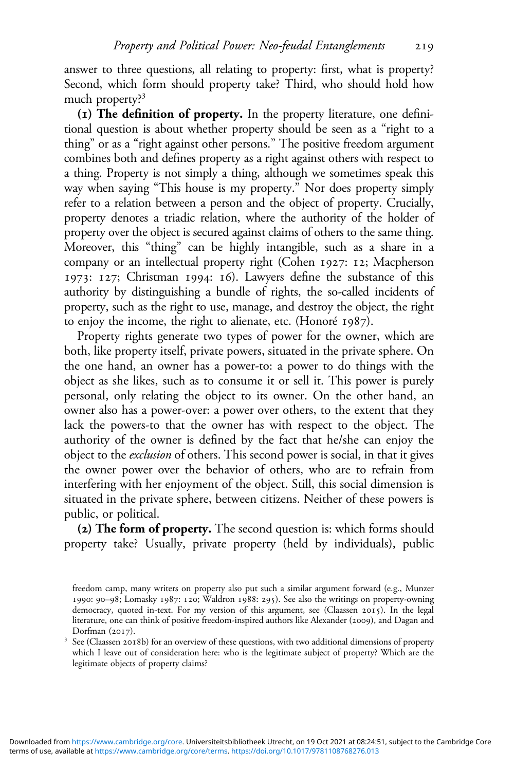answer to three questions, all relating to property: first, what is property? Second, which form should property take? Third, who should hold how much property?[3]

**(1) The definition of property.** In the property literature, one definitional question is about whether property should be seen as a "right to a thing" or as a "right against other persons." The positive freedom argument combines both and defines property as a right against others with respect to a thing. Property is not simply a thing, although we sometimes speak this way when saying "This house is my property." Nor does property simply refer to a relation between a person and the object of property. Crucially, property denotes a triadic relation, where the authority of the holder of property over the object is secured against claims of others to the same thing. Moreover, this "thing" can be highly intangible, such as a share in a company or an intellectual property right (Cohen 1927: 12; Macpherson 1973: 127; Christman 1994: 16). Lawyers define the substance of this authority by distinguishing a bundle of rights, the so-called incidents of property, such as the right to use, manage, and destroy the object, the right to enjoy the income, the right to alienate, etc. (Honoré 1987).

Property rights generate two types of power for the owner, which are both, like property itself, private powers, situated in the private sphere. On the one hand, an owner has a power-to: a power to do things with the object as she likes, such as to consume it or sell it. This power is purely personal, only relating the object to its owner. On the other hand, an owner also has a power-over: a power over others, to the extent that they lack the powers-to that the owner has with respect to the object. The authority of the owner is defined by the fact that he/she can enjoy the object to the *exclusion* of others. This second power is social, in that it gives the owner power over the behavior of others, who are to refrain from interfering with her enjoyment of the object. Still, this social dimension is situated in the private sphere, between citizens. Neither of these powers is public, or political.

**(2) The form of property.** The second question is: which forms should property take? Usually, private property (held by individuals), public

freedom camp, many writers on property also put such a similar argument forward (e.g., Munzer 1990: 90–98; Lomasky 1987: 120; Waldron 1988: 295). See also the writings on property-owning democracy, quoted in-text. For my version of this argument, see (Claassen 2015). In the legal literature, one can think of positive freedom-inspired authors like Alexander (2009), and Dagan and Dorfman (2017).

[3] See (Claassen 2018b) for an overview of these questions, with two additional dimensions of property which I leave out of consideration here: who is the legitimate subject of property? Which are the legitimate objects of property claims?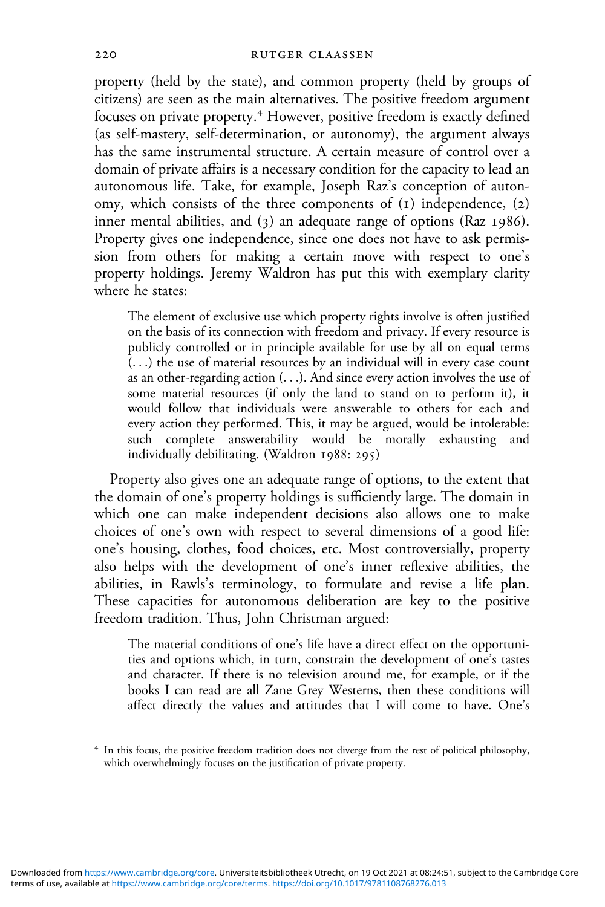property (held by the state), and common property (held by groups of citizens) are seen as the main alternatives. The positive freedom argument focuses on private property.[4] However, positive freedom is exactly defined (as self-mastery, self-determination, or autonomy), the argument always has the same instrumental structure. A certain measure of control over a domain of private affairs is a necessary condition for the capacity to lead an autonomous life. Take, for example, Joseph Raz's conception of autonomy, which consists of the three components of (1) independence, (2) inner mental abilities, and (3) an adequate range of options (Raz 1986). Property gives one independence, since one does not have to ask permission from others for making a certain move with respect to one's property holdings. Jeremy Waldron has put this with exemplary clarity where he states:

> The element of exclusive use which property rights involve is often justified on the basis of its connection with freedom and privacy. If every resource is publicly controlled or in principle available for use by all on equal terms (. . .) the use of material resources by an individual will in every case count as an other-regarding action (. . .). And since every action involves the use of some material resources (if only the land to stand on to perform it), it would follow that individuals were answerable to others for each and every action they performed. This, it may be argued, would be intolerable: such complete answerability would be morally exhausting and individually debilitating. (Waldron 1988: 295)

Property also gives one an adequate range of options, to the extent that the domain of one's property holdings is sufficiently large. The domain in which one can make independent decisions also allows one to make choices of one's own with respect to several dimensions of a good life: one's housing, clothes, food choices, etc. Most controversially, property also helps with the development of one's inner reflexive abilities, the abilities, in Rawls's terminology, to formulate and revise a life plan. These capacities for autonomous deliberation are key to the positive freedom tradition. Thus, John Christman argued:

> The material conditions of one's life have a direct effect on the opportunities and options which, in turn, constrain the development of one's tastes and character. If there is no television around me, for example, or if the books I can read are all Zane Grey Westerns, then these conditions will affect directly the values and attitudes that I will come to have. One's

[4] In this focus, the positive freedom tradition does not diverge from the rest of political philosophy, which overwhelmingly focuses on the justification of private property.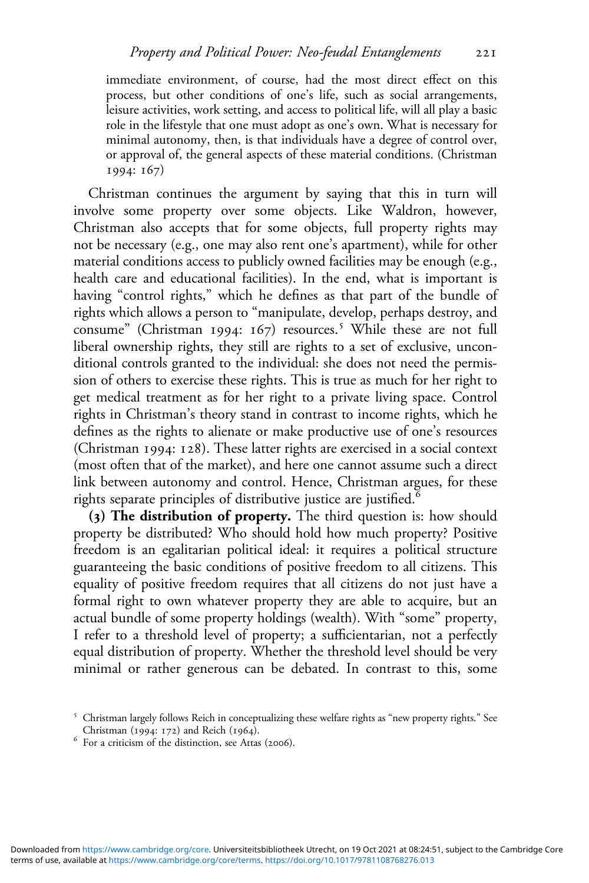immediate environment, of course, had the most direct effect on this process, but other conditions of one's life, such as social arrangements, leisure activities, work setting, and access to political life, will all play a basic role in the lifestyle that one must adopt as one's own. What is necessary for minimal autonomy, then, is that individuals have a degree of control over, or approval of, the general aspects of these material conditions. (Christman 1994: 167)

Christman continues the argument by saying that this in turn will involve some property over some objects. Like Waldron, however, Christman also accepts that for some objects, full property rights may not be necessary (e.g., one may also rent one's apartment), while for other material conditions access to publicly owned facilities may be enough (e.g., health care and educational facilities). In the end, what is important is having "control rights," which he defines as that part of the bundle of rights which allows a person to "manipulate, develop, perhaps destroy, and consume" (Christman 1994: 167) resources.[5] While these are not full liberal ownership rights, they still are rights to a set of exclusive, unconditional controls granted to the individual: she does not need the permission of others to exercise these rights. This is true as much for her right to get medical treatment as for her right to a private living space. Control rights in Christman's theory stand in contrast to income rights, which he defines as the rights to alienate or make productive use of one's resources (Christman 1994: 128). These latter rights are exercised in a social context (most often that of the market), and here one cannot assume such a direct link between autonomy and control. Hence, Christman argues, for these rights separate principles of distributive justice are justified.[6]

**(3) The distribution of property.** The third question is: how should property be distributed? Who should hold how much property? Positive freedom is an egalitarian political ideal: it requires a political structure guaranteeing the basic conditions of positive freedom to all citizens. This equality of positive freedom requires that all citizens do not just have a formal right to own whatever property they are able to acquire, but an actual bundle of some property holdings (wealth). With "some" property, I refer to a threshold level of property; a sufficientarian, not a perfectly equal distribution of property. Whether the threshold level should be very minimal or rather generous can be debated. In contrast to this, some

[5] Christman largely follows Reich in conceptualizing these welfare rights as "new property rights." See Christman (1994: 172) and Reich (1964).

[6] For a criticism of the distinction, see Attas (2006).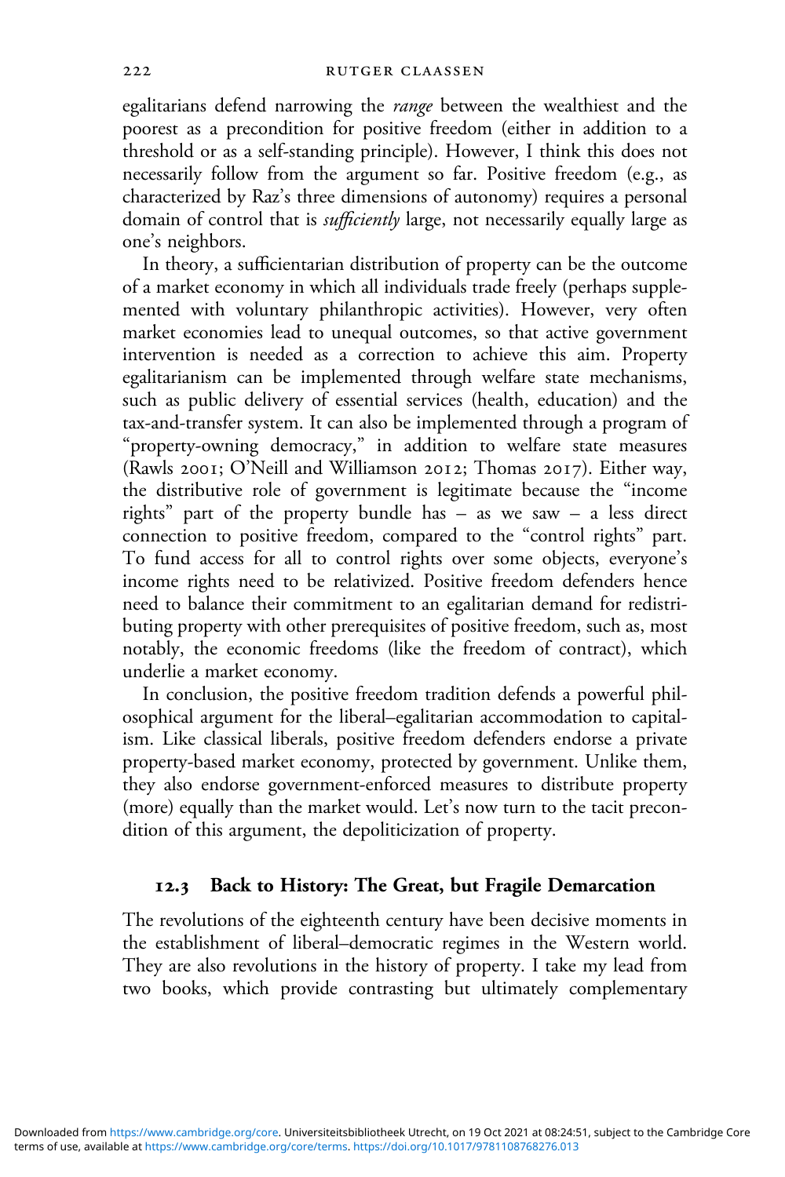egalitarians defend narrowing the *range* between the wealthiest and the poorest as a precondition for positive freedom (either in addition to a threshold or as a self-standing principle). However, I think this does not necessarily follow from the argument so far. Positive freedom (e.g., as characterized by Raz's three dimensions of autonomy) requires a personal domain of control that is *sufficiently* large, not necessarily equally large as one's neighbors.

In theory, a sufficientarian distribution of property can be the outcome of a market economy in which all individuals trade freely (perhaps supplemented with voluntary philanthropic activities). However, very often market economies lead to unequal outcomes, so that active government intervention is needed as a correction to achieve this aim. Property egalitarianism can be implemented through welfare state mechanisms, such as public delivery of essential services (health, education) and the tax-and-transfer system. It can also be implemented through a program of "property-owning democracy," in addition to welfare state measures (Rawls 2001; O'Neill and Williamson 2012; Thomas 2017). Either way, the distributive role of government is legitimate because the "income rights" part of the property bundle has – as we saw – a less direct connection to positive freedom, compared to the "control rights" part. To fund access for all to control rights over some objects, everyone's income rights need to be relativized. Positive freedom defenders hence need to balance their commitment to an egalitarian demand for redistributing property with other prerequisites of positive freedom, such as, most notably, the economic freedoms (like the freedom of contract), which underlie a market economy.

In conclusion, the positive freedom tradition defends a powerful philosophical argument for the liberal–egalitarian accommodation to capitalism. Like classical liberals, positive freedom defenders endorse a private property-based market economy, protected by government. Unlike them, they also endorse government-enforced measures to distribute property (more) equally than the market would. Let's now turn to the tacit precondition of this argument, the depoliticization of property.

## 12.3 Back to History: The Great, but Fragile Demarcation

The revolutions of the eighteenth century have been decisive moments in the establishment of liberal–democratic regimes in the Western world. They are also revolutions in the history of property. I take my lead from two books, which provide contrasting but ultimately complementary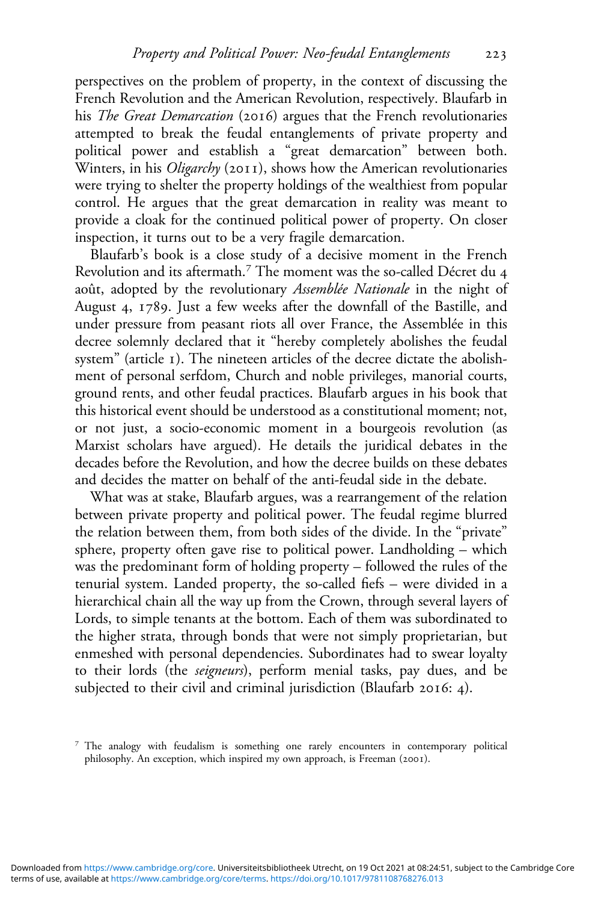perspectives on the problem of property, in the context of discussing the French Revolution and the American Revolution, respectively. Blaufarb in his *The Great Demarcation* (2016) argues that the French revolutionaries attempted to break the feudal entanglements of private property and political power and establish a "great demarcation" between both. Winters, in his *Oligarchy* (2011), shows how the American revolutionaries were trying to shelter the property holdings of the wealthiest from popular control. He argues that the great demarcation in reality was meant to provide a cloak for the continued political power of property. On closer inspection, it turns out to be a very fragile demarcation.

Blaufarb's book is a close study of a decisive moment in the French Revolution and its aftermath.[7] The moment was the so-called Décret du 4 août, adopted by the revolutionary *Assemblée Nationale* in the night of August 4, 1789. Just a few weeks after the downfall of the Bastille, and under pressure from peasant riots all over France, the Assemblée in this decree solemnly declared that it "hereby completely abolishes the feudal system" (article 1). The nineteen articles of the decree dictate the abolishment of personal serfdom, Church and noble privileges, manorial courts, ground rents, and other feudal practices. Blaufarb argues in his book that this historical event should be understood as a constitutional moment; not, or not just, a socio-economic moment in a bourgeois revolution (as Marxist scholars have argued). He details the juridical debates in the decades before the Revolution, and how the decree builds on these debates and decides the matter on behalf of the anti-feudal side in the debate.

What was at stake, Blaufarb argues, was a rearrangement of the relation between private property and political power. The feudal regime blurred the relation between them, from both sides of the divide. In the "private" sphere, property often gave rise to political power. Landholding – which was the predominant form of holding property – followed the rules of the tenurial system. Landed property, the so-called fiefs – were divided in a hierarchical chain all the way up from the Crown, through several layers of Lords, to simple tenants at the bottom. Each of them was subordinated to the higher strata, through bonds that were not simply proprietarian, but enmeshed with personal dependencies. Subordinates had to swear loyalty to their lords (the *seigneurs*), perform menial tasks, pay dues, and be subjected to their civil and criminal jurisdiction (Blaufarb 2016: 4).

[7] The analogy with feudalism is something one rarely encounters in contemporary political philosophy. An exception, which inspired my own approach, is Freeman (2001).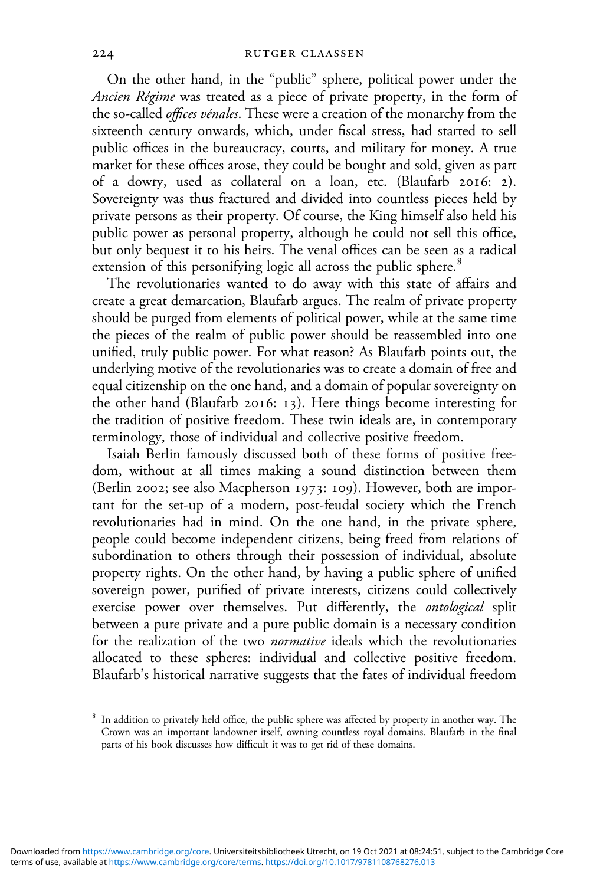On the other hand, in the "public" sphere, political power under the *Ancien Régime* was treated as a piece of private property, in the form of the so-called *offices vénales*. These were a creation of the monarchy from the sixteenth century onwards, which, under fiscal stress, had started to sell public offices in the bureaucracy, courts, and military for money. A true market for these offices arose, they could be bought and sold, given as part of a dowry, used as collateral on a loan, etc. (Blaufarb 2016: 2). Sovereignty was thus fractured and divided into countless pieces held by private persons as their property. Of course, the King himself also held his public power as personal property, although he could not sell this office, but only bequest it to his heirs. The venal offices can be seen as a radical extension of this personifying logic all across the public sphere.[8]

The revolutionaries wanted to do away with this state of affairs and create a great demarcation, Blaufarb argues. The realm of private property should be purged from elements of political power, while at the same time the pieces of the realm of public power should be reassembled into one unified, truly public power. For what reason? As Blaufarb points out, the underlying motive of the revolutionaries was to create a domain of free and equal citizenship on the one hand, and a domain of popular sovereignty on the other hand (Blaufarb 2016: 13). Here things become interesting for the tradition of positive freedom. These twin ideals are, in contemporary terminology, those of individual and collective positive freedom.

Isaiah Berlin famously discussed both of these forms of positive freedom, without at all times making a sound distinction between them (Berlin 2002; see also Macpherson 1973: 109). However, both are important for the set-up of a modern, post-feudal society which the French revolutionaries had in mind. On the one hand, in the private sphere, people could become independent citizens, being freed from relations of subordination to others through their possession of individual, absolute property rights. On the other hand, by having a public sphere of unified sovereign power, purified of private interests, citizens could collectively exercise power over themselves. Put differently, the *ontological* split between a pure private and a pure public domain is a necessary condition for the realization of the two *normative* ideals which the revolutionaries allocated to these spheres: individual and collective positive freedom. Blaufarb's historical narrative suggests that the fates of individual freedom

[8] In addition to privately held office, the public sphere was affected by property in another way. The Crown was an important landowner itself, owning countless royal domains. Blaufarb in the final parts of his book discusses how difficult it was to get rid of these domains.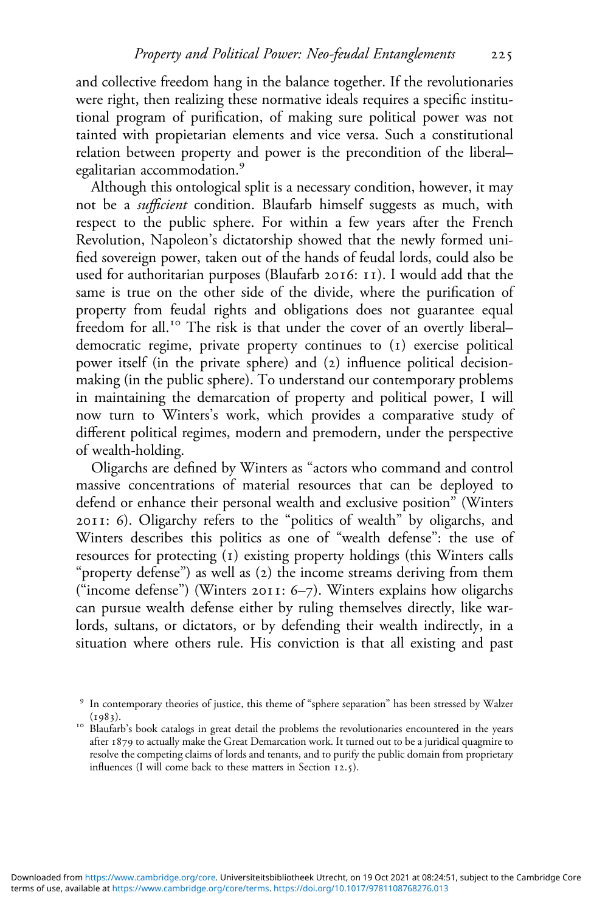and collective freedom hang in the balance together. If the revolutionaries were right, then realizing these normative ideals requires a specific institutional program of purification, of making sure political power was not tainted with propietarian elements and vice versa. Such a constitutional relation between property and power is the precondition of the liberal–egalitarian accommodation.[9]

Although this ontological split is a necessary condition, however, it may not be a *sufficient* condition. Blaufarb himself suggests as much, with respect to the public sphere. For within a few years after the French Revolution, Napoleon's dictatorship showed that the newly formed unified sovereign power, taken out of the hands of feudal lords, could also be used for authoritarian purposes (Blaufarb 2016: 11). I would add that the same is true on the other side of the divide, where the purification of property from feudal rights and obligations does not guarantee equal freedom for all.[10] The risk is that under the cover of an overtly liberal–democratic regime, private property continues to (1) exercise political power itself (in the private sphere) and (2) influence political decision-making (in the public sphere). To understand our contemporary problems in maintaining the demarcation of property and political power, I will now turn to Winters's work, which provides a comparative study of different political regimes, modern and premodern, under the perspective of wealth-holding.

Oligarchs are defined by Winters as "actors who command and control massive concentrations of material resources that can be deployed to defend or enhance their personal wealth and exclusive position" (Winters 2011: 6). Oligarchy refers to the "politics of wealth" by oligarchs, and Winters describes this politics as one of "wealth defense": the use of resources for protecting (1) existing property holdings (this Winters calls "property defense") as well as (2) the income streams deriving from them ("income defense") (Winters 2011: 6–7). Winters explains how oligarchs can pursue wealth defense either by ruling themselves directly, like warlords, sultans, or dictators, or by defending their wealth indirectly, in a situation where others rule. His conviction is that all existing and past

[9] In contemporary theories of justice, this theme of "sphere separation" has been stressed by Walzer (1983).

[10] Blaufarb's book catalogs in great detail the problems the revolutionaries encountered in the years after 1879 to actually make the Great Demarcation work. It turned out to be a juridical quagmire to resolve the competing claims of lords and tenants, and to purify the public domain from proprietary influences (I will come back to these matters in Section 12.5).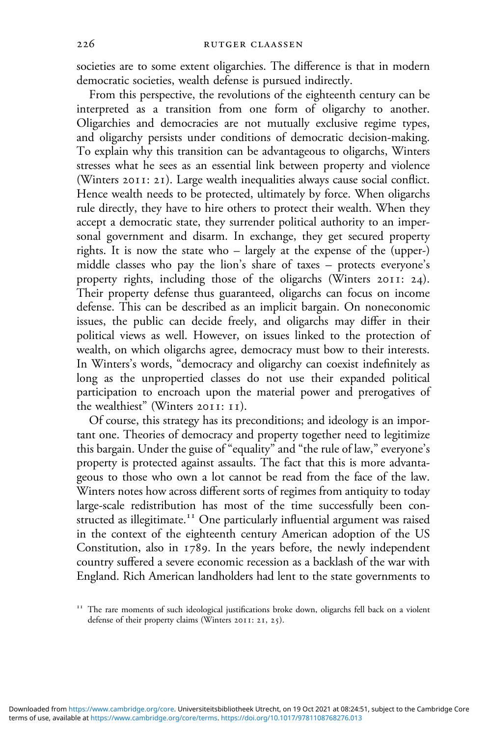societies are to some extent oligarchies. The difference is that in modern democratic societies, wealth defense is pursued indirectly.

From this perspective, the revolutions of the eighteenth century can be interpreted as a transition from one form of oligarchy to another. Oligarchies and democracies are not mutually exclusive regime types, and oligarchy persists under conditions of democratic decision-making. To explain why this transition can be advantageous to oligarchs, Winters stresses what he sees as an essential link between property and violence (Winters 2011: 21). Large wealth inequalities always cause social conflict. Hence wealth needs to be protected, ultimately by force. When oligarchs rule directly, they have to hire others to protect their wealth. When they accept a democratic state, they surrender political authority to an impersonal government and disarm. In exchange, they get secured property rights. It is now the state who – largely at the expense of the (upper-) middle classes who pay the lion's share of taxes – protects everyone's property rights, including those of the oligarchs (Winters 2011: 24). Their property defense thus guaranteed, oligarchs can focus on income defense. This can be described as an implicit bargain. On noneconomic issues, the public can decide freely, and oligarchs may differ in their political views as well. However, on issues linked to the protection of wealth, on which oligarchs agree, democracy must bow to their interests. In Winters's words, "democracy and oligarchy can coexist indefinitely as long as the unpropertied classes do not use their expanded political participation to encroach upon the material power and prerogatives of the wealthiest" (Winters 2011: 11).

Of course, this strategy has its preconditions; and ideology is an important one. Theories of democracy and property together need to legitimize this bargain. Under the guise of "equality" and "the rule of law," everyone's property is protected against assaults. The fact that this is more advantageous to those who own a lot cannot be read from the face of the law. Winters notes how across different sorts of regimes from antiquity to today large-scale redistribution has most of the time successfully been constructed as illegitimate.[11] One particularly influential argument was raised in the context of the eighteenth century American adoption of the US Constitution, also in 1789. In the years before, the newly independent country suffered a severe economic recession as a backlash of the war with England. Rich American landholders had lent to the state governments to

[11] The rare moments of such ideological justifications broke down, oligarchs fell back on a violent defense of their property claims (Winters 2011: 21, 25).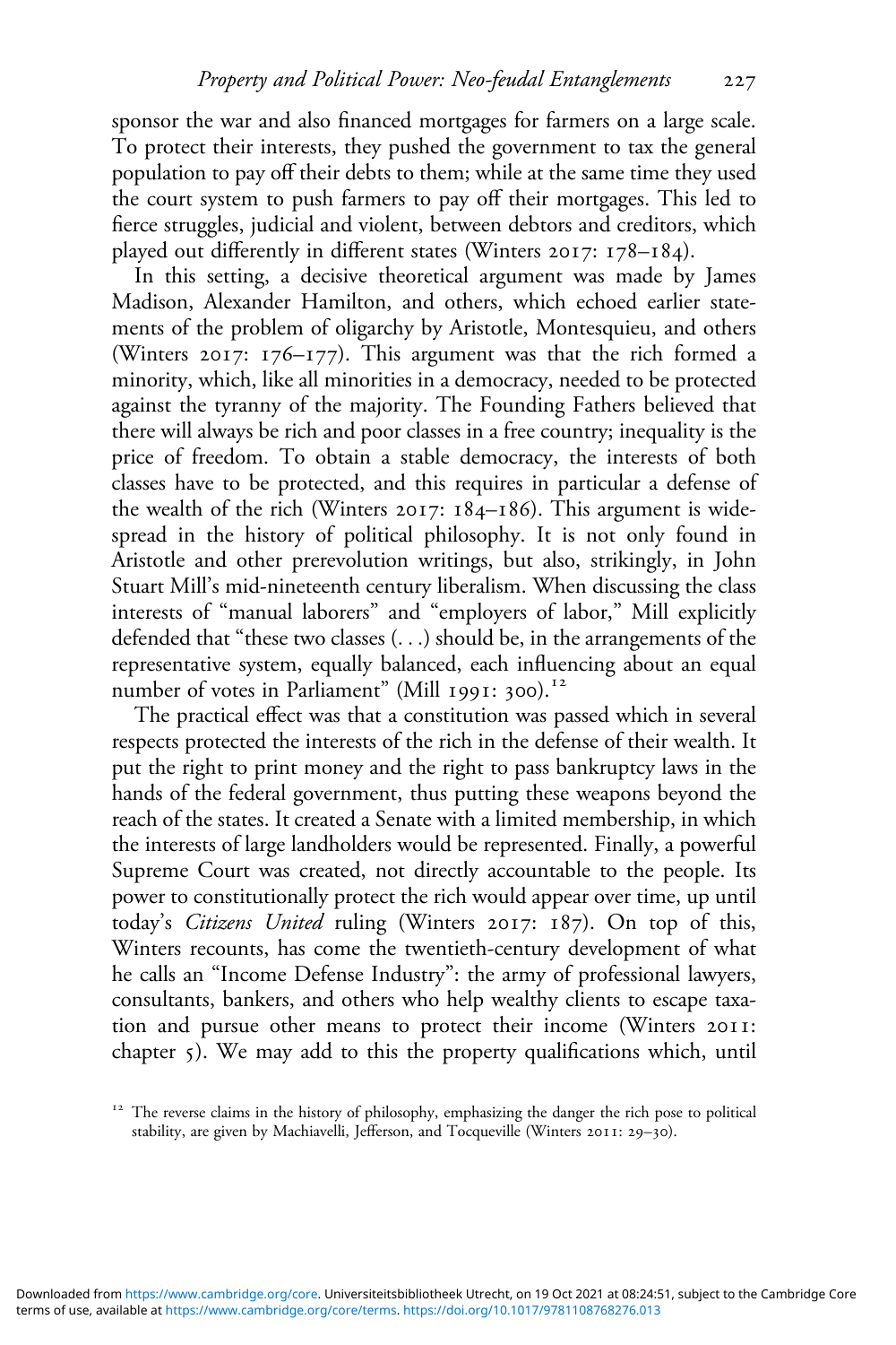sponsor the war and also financed mortgages for farmers on a large scale. To protect their interests, they pushed the government to tax the general population to pay off their debts to them; while at the same time they used the court system to push farmers to pay off their mortgages. This led to fierce struggles, judicial and violent, between debtors and creditors, which played out differently in different states (Winters 2017: 178–184).

In this setting, a decisive theoretical argument was made by James Madison, Alexander Hamilton, and others, which echoed earlier statements of the problem of oligarchy by Aristotle, Montesquieu, and others (Winters 2017: 176–177). This argument was that the rich formed a minority, which, like all minorities in a democracy, needed to be protected against the tyranny of the majority. The Founding Fathers believed that there will always be rich and poor classes in a free country; inequality is the price of freedom. To obtain a stable democracy, the interests of both classes have to be protected, and this requires in particular a defense of the wealth of the rich (Winters 2017: 184–186). This argument is widespread in the history of political philosophy. It is not only found in Aristotle and other prerevolution writings, but also, strikingly, in John Stuart Mill's mid-nineteenth century liberalism. When discussing the class interests of "manual laborers" and "employers of labor," Mill explicitly defended that "these two classes (. . .) should be, in the arrangements of the representative system, equally balanced, each influencing about an equal number of votes in Parliament" (Mill 1991: 300).[12]

The practical effect was that a constitution was passed which in several respects protected the interests of the rich in the defense of their wealth. It put the right to print money and the right to pass bankruptcy laws in the hands of the federal government, thus putting these weapons beyond the reach of the states. It created a Senate with a limited membership, in which the interests of large landholders would be represented. Finally, a powerful Supreme Court was created, not directly accountable to the people. Its power to constitutionally protect the rich would appear over time, up until today's *Citizens United* ruling (Winters 2017: 187). On top of this, Winters recounts, has come the twentieth-century development of what he calls an "Income Defense Industry": the army of professional lawyers, consultants, bankers, and others who help wealthy clients to escape taxation and pursue other means to protect their income (Winters 2011: chapter 5). We may add to this the property qualifications which, until

[12] The reverse claims in the history of philosophy, emphasizing the danger the rich pose to political stability, are given by Machiavelli, Jefferson, and Tocqueville (Winters 2011: 29–30).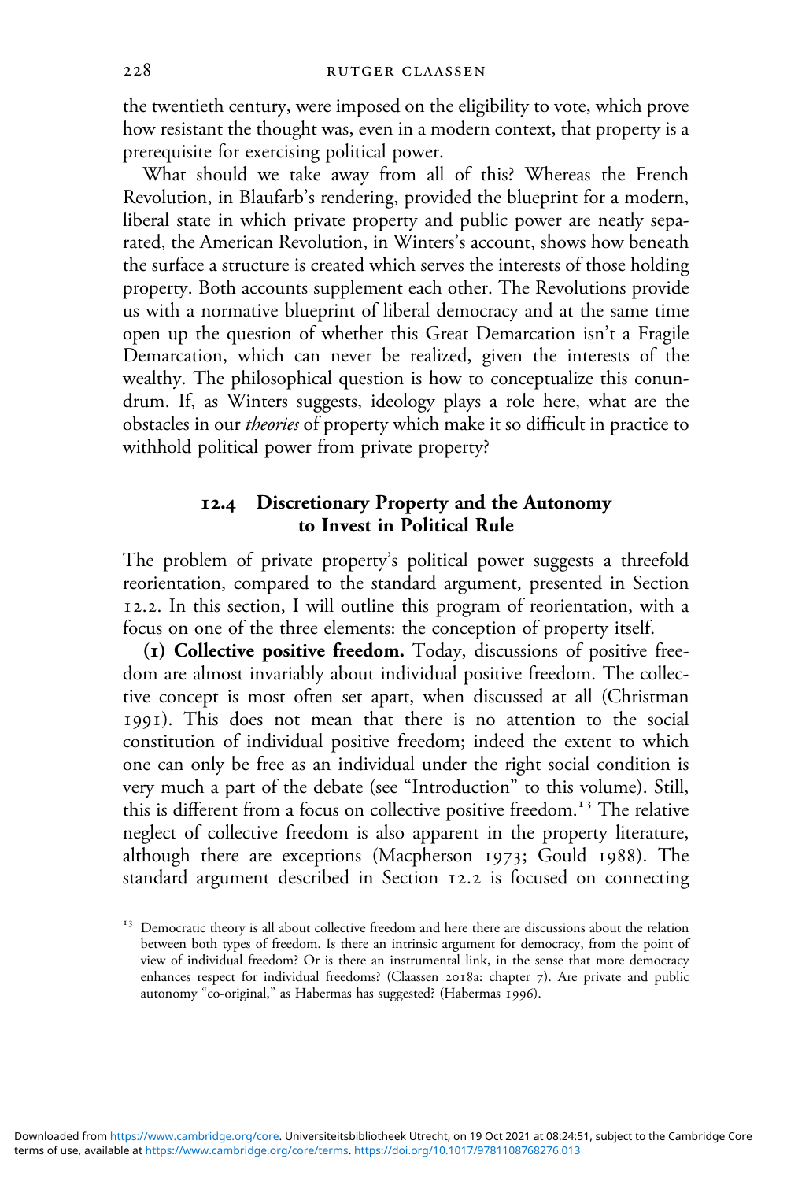the twentieth century, were imposed on the eligibility to vote, which prove how resistant the thought was, even in a modern context, that property is a prerequisite for exercising political power.

What should we take away from all of this? Whereas the French Revolution, in Blaufarb's rendering, provided the blueprint for a modern, liberal state in which private property and public power are neatly separated, the American Revolution, in Winters's account, shows how beneath the surface a structure is created which serves the interests of those holding property. Both accounts supplement each other. The Revolutions provide us with a normative blueprint of liberal democracy and at the same time open up the question of whether this Great Demarcation isn't a Fragile Demarcation, which can never be realized, given the interests of the wealthy. The philosophical question is how to conceptualize this conundrum. If, as Winters suggests, ideology plays a role here, what are the obstacles in our *theories* of property which make it so difficult in practice to withhold political power from private property?

## 12.4 Discretionary Property and the Autonomy to Invest in Political Rule

The problem of private property's political power suggests a threefold reorientation, compared to the standard argument, presented in Section 12.2. In this section, I will outline this program of reorientation, with a focus on one of the three elements: the conception of property itself.

**(1) Collective positive freedom.** Today, discussions of positive freedom are almost invariably about individual positive freedom. The collective concept is most often set apart, when discussed at all (Christman 1991). This does not mean that there is no attention to the social constitution of individual positive freedom; indeed the extent to which one can only be free as an individual under the right social condition is very much a part of the debate (see "Introduction" to this volume). Still, this is different from a focus on collective positive freedom.[13] The relative neglect of collective freedom is also apparent in the property literature, although there are exceptions (Macpherson 1973; Gould 1988). The standard argument described in Section 12.2 is focused on connecting

[13] Democratic theory is all about collective freedom and here there are discussions about the relation between both types of freedom. Is there an intrinsic argument for democracy, from the point of view of individual freedom? Or is there an instrumental link, in the sense that more democracy enhances respect for individual freedoms? (Claassen 2018a: chapter 7). Are private and public autonomy "co-original," as Habermas has suggested? (Habermas 1996).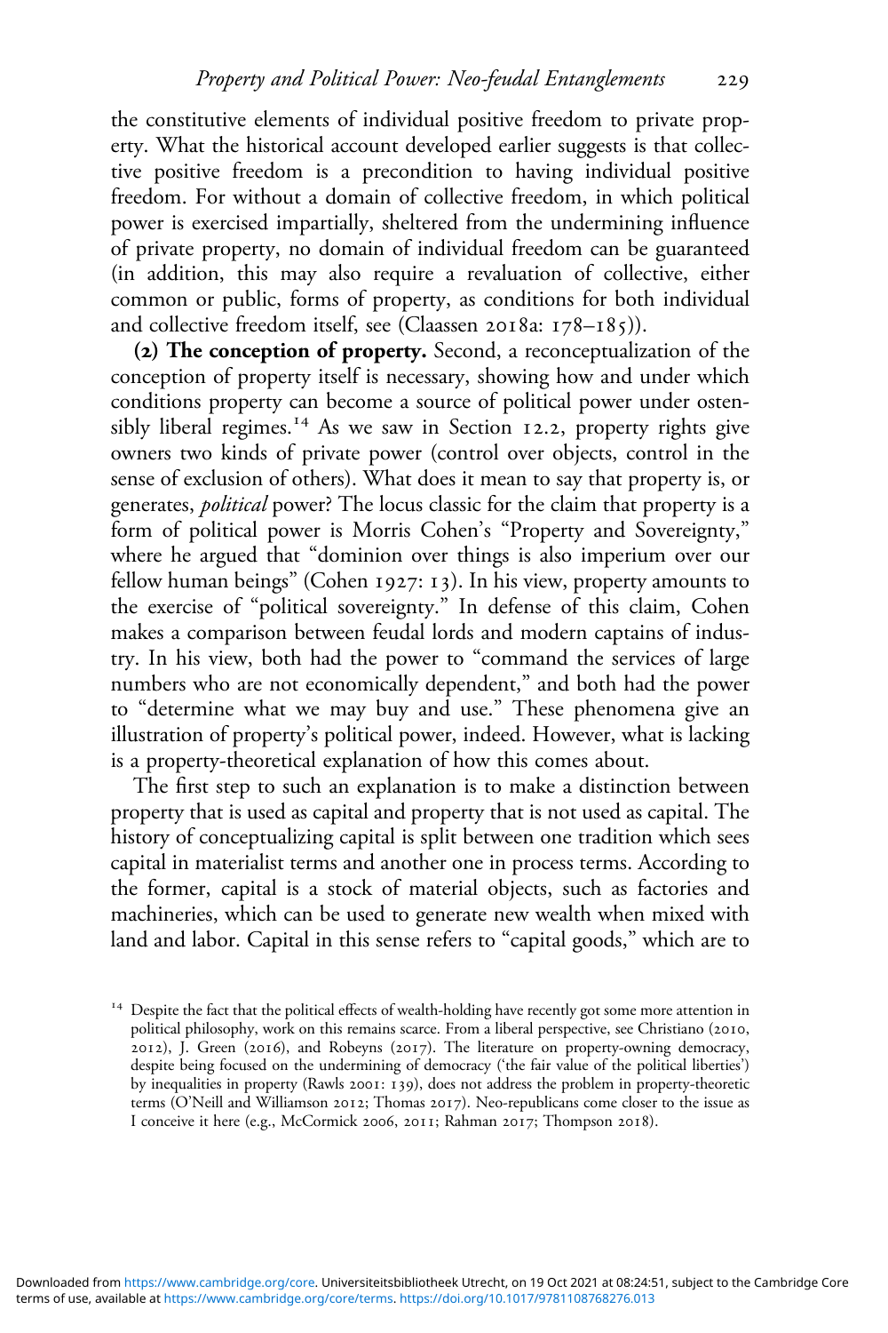the constitutive elements of individual positive freedom to private property. What the historical account developed earlier suggests is that collective positive freedom is a precondition to having individual positive freedom. For without a domain of collective freedom, in which political power is exercised impartially, sheltered from the undermining influence of private property, no domain of individual freedom can be guaranteed (in addition, this may also require a revaluation of collective, either common or public, forms of property, as conditions for both individual and collective freedom itself, see (Claassen 2018a: 178–185)).

**(2) The conception of property.** Second, a reconceptualization of the conception of property itself is necessary, showing how and under which conditions property can become a source of political power under ostensibly liberal regimes.[14] As we saw in Section 12.2, property rights give owners two kinds of private power (control over objects, control in the sense of exclusion of others). What does it mean to say that property is, or generates, *political* power? The locus classic for the claim that property is a form of political power is Morris Cohen's "Property and Sovereignty," where he argued that "dominion over things is also imperium over our fellow human beings" (Cohen 1927: 13). In his view, property amounts to the exercise of "political sovereignty." In defense of this claim, Cohen makes a comparison between feudal lords and modern captains of industry. In his view, both had the power to "command the services of large numbers who are not economically dependent," and both had the power to "determine what we may buy and use." These phenomena give an illustration of property's political power, indeed. However, what is lacking is a property-theoretical explanation of how this comes about.

The first step to such an explanation is to make a distinction between property that is used as capital and property that is not used as capital. The history of conceptualizing capital is split between one tradition which sees capital in materialist terms and another one in process terms. According to the former, capital is a stock of material objects, such as factories and machineries, which can be used to generate new wealth when mixed with land and labor. Capital in this sense refers to "capital goods," which are to

[14] Despite the fact that the political effects of wealth-holding have recently got some more attention in political philosophy, work on this remains scarce. From a liberal perspective, see Christiano (2010, 2012), J. Green (2016), and Robeyns (2017). The literature on property-owning democracy, despite being focused on the undermining of democracy ('the fair value of the political liberties') by inequalities in property (Rawls 2001: 139), does not address the problem in property-theoretic terms (O'Neill and Williamson 2012; Thomas 2017). Neo-republicans come closer to the issue as I conceive it here (e.g., McCormick 2006, 2011; Rahman 2017; Thompson 2018).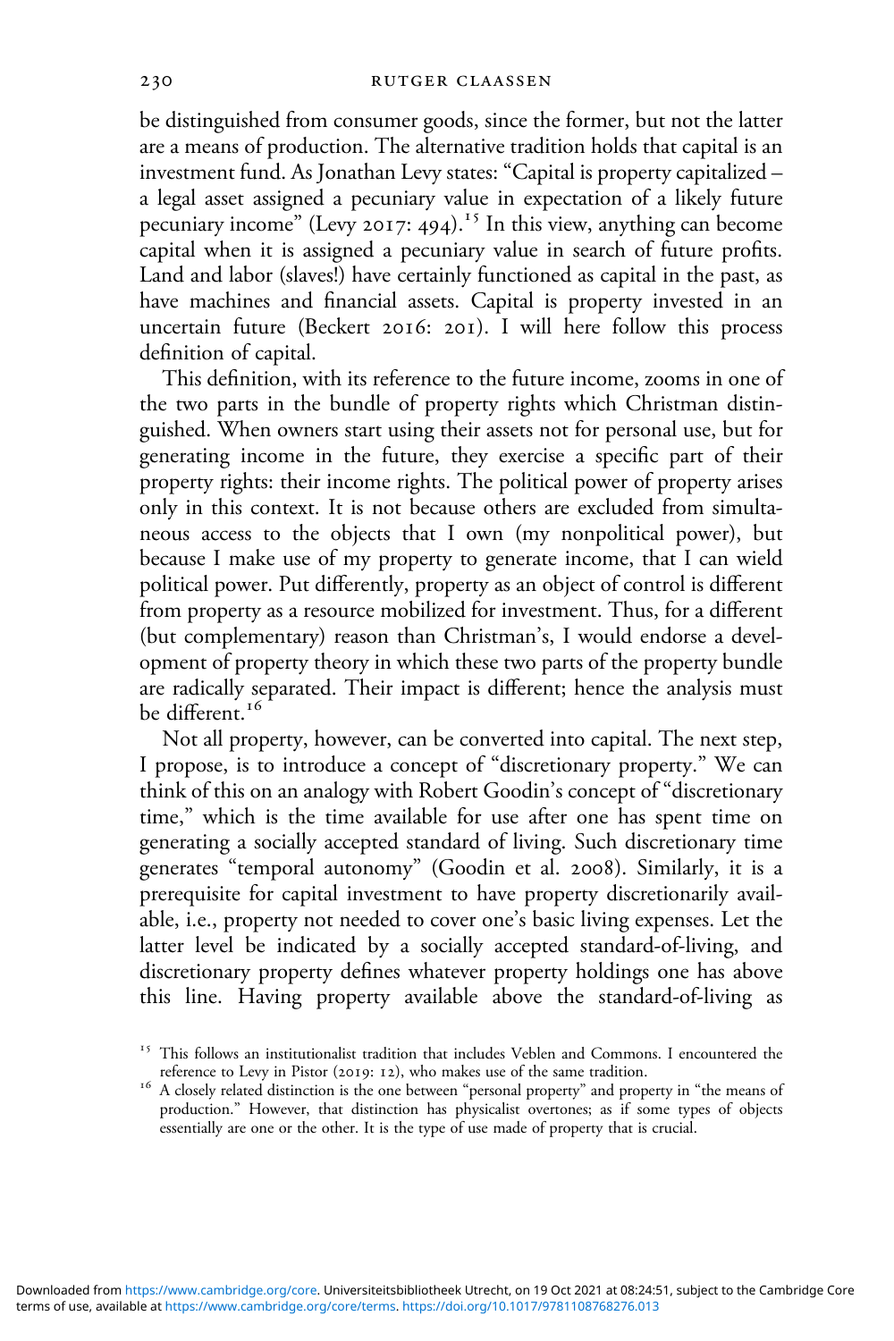be distinguished from consumer goods, since the former, but not the latter are a means of production. The alternative tradition holds that capital is an investment fund. As Jonathan Levy states: "Capital is property capitalized – a legal asset assigned a pecuniary value in expectation of a likely future pecuniary income" (Levy 2017: 494).[15] In this view, anything can become capital when it is assigned a pecuniary value in search of future profits. Land and labor (slaves!) have certainly functioned as capital in the past, as have machines and financial assets. Capital is property invested in an uncertain future (Beckert 2016: 201). I will here follow this process definition of capital.

This definition, with its reference to the future income, zooms in one of the two parts in the bundle of property rights which Christman distinguished. When owners start using their assets not for personal use, but for generating income in the future, they exercise a specific part of their property rights: their income rights. The political power of property arises only in this context. It is not because others are excluded from simultaneous access to the objects that I own (my nonpolitical power), but because I make use of my property to generate income, that I can wield political power. Put differently, property as an object of control is different from property as a resource mobilized for investment. Thus, for a different (but complementary) reason than Christman's, I would endorse a development of property theory in which these two parts of the property bundle are radically separated. Their impact is different; hence the analysis must be different.[16]

Not all property, however, can be converted into capital. The next step, I propose, is to introduce a concept of "discretionary property." We can think of this on an analogy with Robert Goodin's concept of "discretionary time," which is the time available for use after one has spent time on generating a socially accepted standard of living. Such discretionary time generates "temporal autonomy" (Goodin et al. 2008). Similarly, it is a prerequisite for capital investment to have property discretionarily available, i.e., property not needed to cover one's basic living expenses. Let the latter level be indicated by a socially accepted standard-of-living, and discretionary property defines whatever property holdings one has above this line. Having property available above the standard-of-living as

[15] This follows an institutionalist tradition that includes Veblen and Commons. I encountered the reference to Levy in Pistor (2019: 12), who makes use of the same tradition.

[16] A closely related distinction is the one between "personal property" and property in "the means of production." However, that distinction has physicalist overtones; as if some types of objects essentially are one or the other. It is the type of use made of property that is crucial.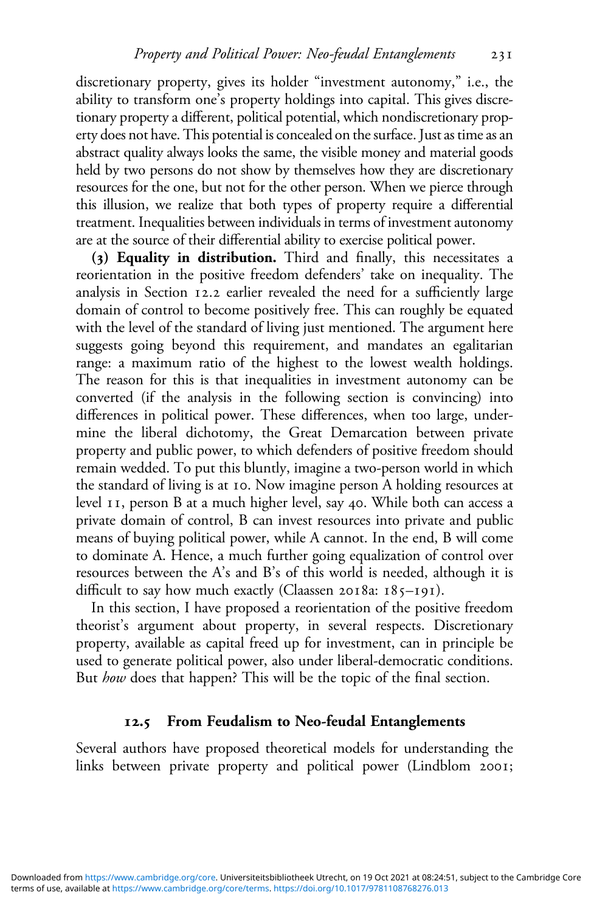discretionary property, gives its holder "investment autonomy," i.e., the ability to transform one's property holdings into capital. This gives discretionary property a different, political potential, which nondiscretionary property does not have. This potential is concealed on the surface. Just as time as an abstract quality always looks the same, the visible money and material goods held by two persons do not show by themselves how they are discretionary resources for the one, but not for the other person. When we pierce through this illusion, we realize that both types of property require a differential treatment. Inequalities between individuals in terms of investment autonomy are at the source of their differential ability to exercise political power.

**(3) Equality in distribution.** Third and finally, this necessitates a reorientation in the positive freedom defenders' take on inequality. The analysis in Section 12.2 earlier revealed the need for a sufficiently large domain of control to become positively free. This can roughly be equated with the level of the standard of living just mentioned. The argument here suggests going beyond this requirement, and mandates an egalitarian range: a maximum ratio of the highest to the lowest wealth holdings. The reason for this is that inequalities in investment autonomy can be converted (if the analysis in the following section is convincing) into differences in political power. These differences, when too large, undermine the liberal dichotomy, the Great Demarcation between private property and public power, to which defenders of positive freedom should remain wedded. To put this bluntly, imagine a two-person world in which the standard of living is at 10. Now imagine person A holding resources at level 11, person B at a much higher level, say 40. While both can access a private domain of control, B can invest resources into private and public means of buying political power, while A cannot. In the end, B will come to dominate A. Hence, a much further going equalization of control over resources between the A's and B's of this world is needed, although it is difficult to say how much exactly (Claassen 2018a: 185–191).

In this section, I have proposed a reorientation of the positive freedom theorist's argument about property, in several respects. Discretionary property, available as capital freed up for investment, can in principle be used to generate political power, also under liberal-democratic conditions. But *how* does that happen? This will be the topic of the final section.

## 12.5 From Feudalism to Neo-feudal Entanglements

Several authors have proposed theoretical models for understanding the links between private property and political power (Lindblom 2001;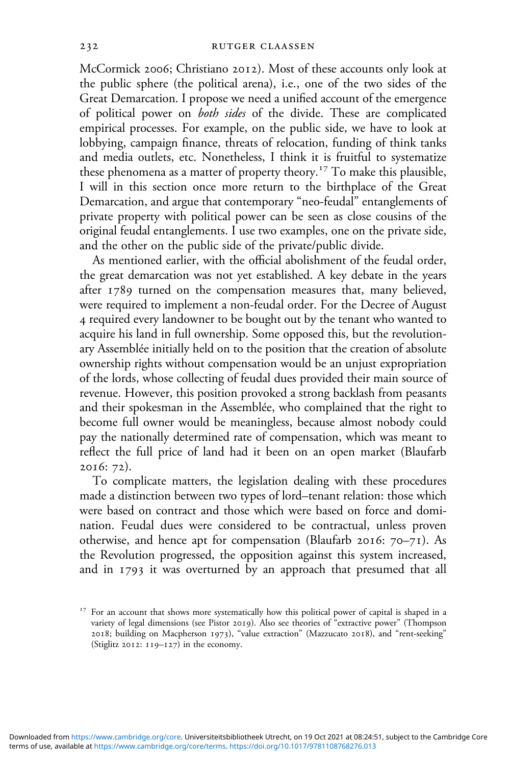McCormick 2006; Christiano 2012). Most of these accounts only look at the public sphere (the political arena), i.e., one of the two sides of the Great Demarcation. I propose we need a unified account of the emergence of political power on *both sides* of the divide. These are complicated empirical processes. For example, on the public side, we have to look at lobbying, campaign finance, threats of relocation, funding of think tanks and media outlets, etc. Nonetheless, I think it is fruitful to systematize these phenomena as a matter of property theory.[17] To make this plausible, I will in this section once more return to the birthplace of the Great Demarcation, and argue that contemporary "neo-feudal" entanglements of private property with political power can be seen as close cousins of the original feudal entanglements. I use two examples, one on the private side, and the other on the public side of the private/public divide.

As mentioned earlier, with the official abolishment of the feudal order, the great demarcation was not yet established. A key debate in the years after 1789 turned on the compensation measures that, many believed, were required to implement a non-feudal order. For the Decree of August 4 required every landowner to be bought out by the tenant who wanted to acquire his land in full ownership. Some opposed this, but the revolutionary Assemblée initially held on to the position that the creation of absolute ownership rights without compensation would be an unjust expropriation of the lords, whose collecting of feudal dues provided their main source of revenue. However, this position provoked a strong backlash from peasants and their spokesman in the Assemblée, who complained that the right to become full owner would be meaningless, because almost nobody could pay the nationally determined rate of compensation, which was meant to reflect the full price of land had it been on an open market (Blaufarb 2016: 72).

To complicate matters, the legislation dealing with these procedures made a distinction between two types of lord–tenant relation: those which were based on contract and those which were based on force and domination. Feudal dues were considered to be contractual, unless proven otherwise, and hence apt for compensation (Blaufarb 2016: 70–71). As the Revolution progressed, the opposition against this system increased, and in 1793 it was overturned by an approach that presumed that all

[17] For an account that shows more systematically how this political power of capital is shaped in a variety of legal dimensions (see Pistor 2019). Also see theories of "extractive power" (Thompson 2018; building on Macpherson 1973), "value extraction" (Mazzucato 2018), and "rent-seeking" (Stiglitz 2012: 119–127) in the economy.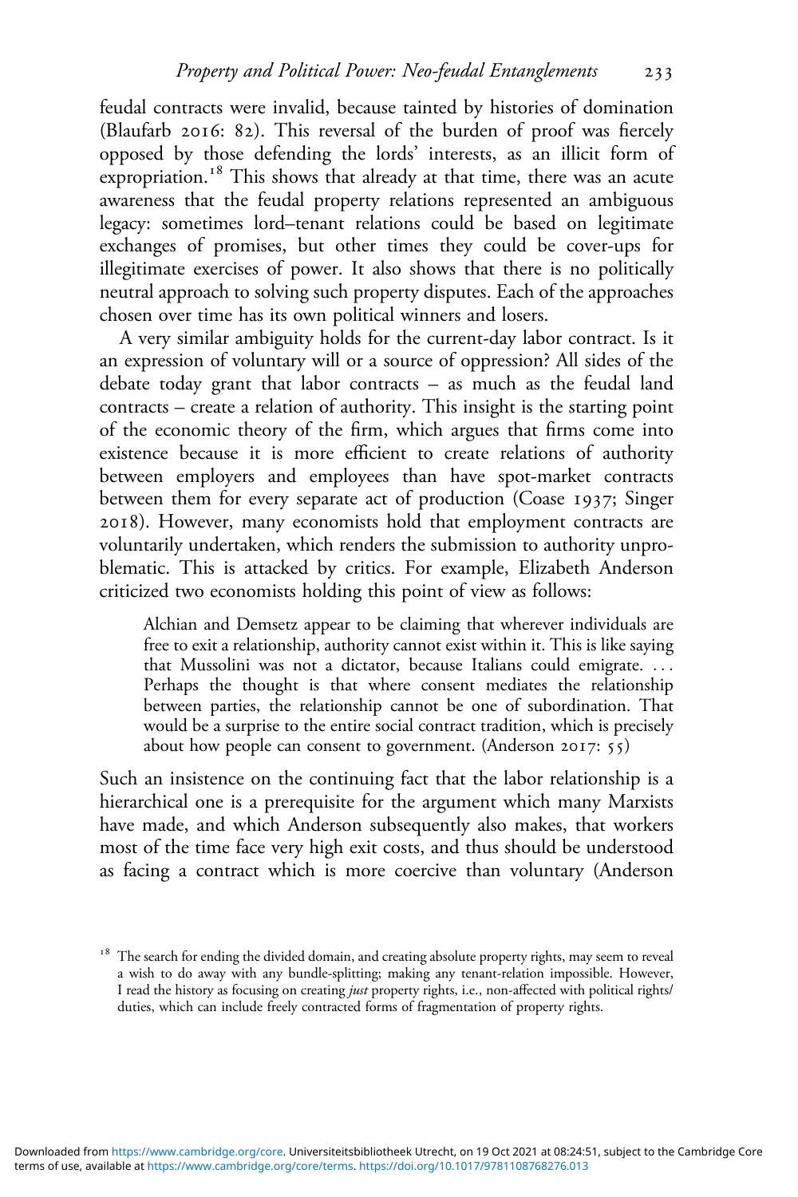feudal contracts were invalid, because tainted by histories of domination (Blaufarb 2016: 82). This reversal of the burden of proof was fiercely opposed by those defending the lords' interests, as an illicit form of expropriation.[18] This shows that already at that time, there was an acute awareness that the feudal property relations represented an ambiguous legacy: sometimes lord–tenant relations could be based on legitimate exchanges of promises, but other times they could be cover-ups for illegitimate exercises of power. It also shows that there is no politically neutral approach to solving such property disputes. Each of the approaches chosen over time has its own political winners and losers.

A very similar ambiguity holds for the current-day labor contract. Is it an expression of voluntary will or a source of oppression? All sides of the debate today grant that labor contracts – as much as the feudal land contracts – create a relation of authority. This insight is the starting point of the economic theory of the firm, which argues that firms come into existence because it is more efficient to create relations of authority between employers and employees than have spot-market contracts between them for every separate act of production (Coase 1937; Singer 2018). However, many economists hold that employment contracts are voluntarily undertaken, which renders the submission to authority unproblematic. This is attacked by critics. For example, Elizabeth Anderson criticized two economists holding this point of view as follows:

> Alchian and Demsetz appear to be claiming that wherever individuals are free to exit a relationship, authority cannot exist within it. This is like saying that Mussolini was not a dictator, because Italians could emigrate. ... Perhaps the thought is that where consent mediates the relationship between parties, the relationship cannot be one of subordination. That would be a surprise to the entire social contract tradition, which is precisely about how people can consent to government. (Anderson 2017: 55)

Such an insistence on the continuing fact that the labor relationship is a hierarchical one is a prerequisite for the argument which many Marxists have made, and which Anderson subsequently also makes, that workers most of the time face very high exit costs, and thus should be understood as facing a contract which is more coercive than voluntary (Anderson

[18] The search for ending the divided domain, and creating absolute property rights, may seem to reveal a wish to do away with any bundle-splitting; making any tenant-relation impossible. However, I read the history as focusing on creating *just* property rights, i.e., non-affected with political rights/duties, which can include freely contracted forms of fragmentation of property rights.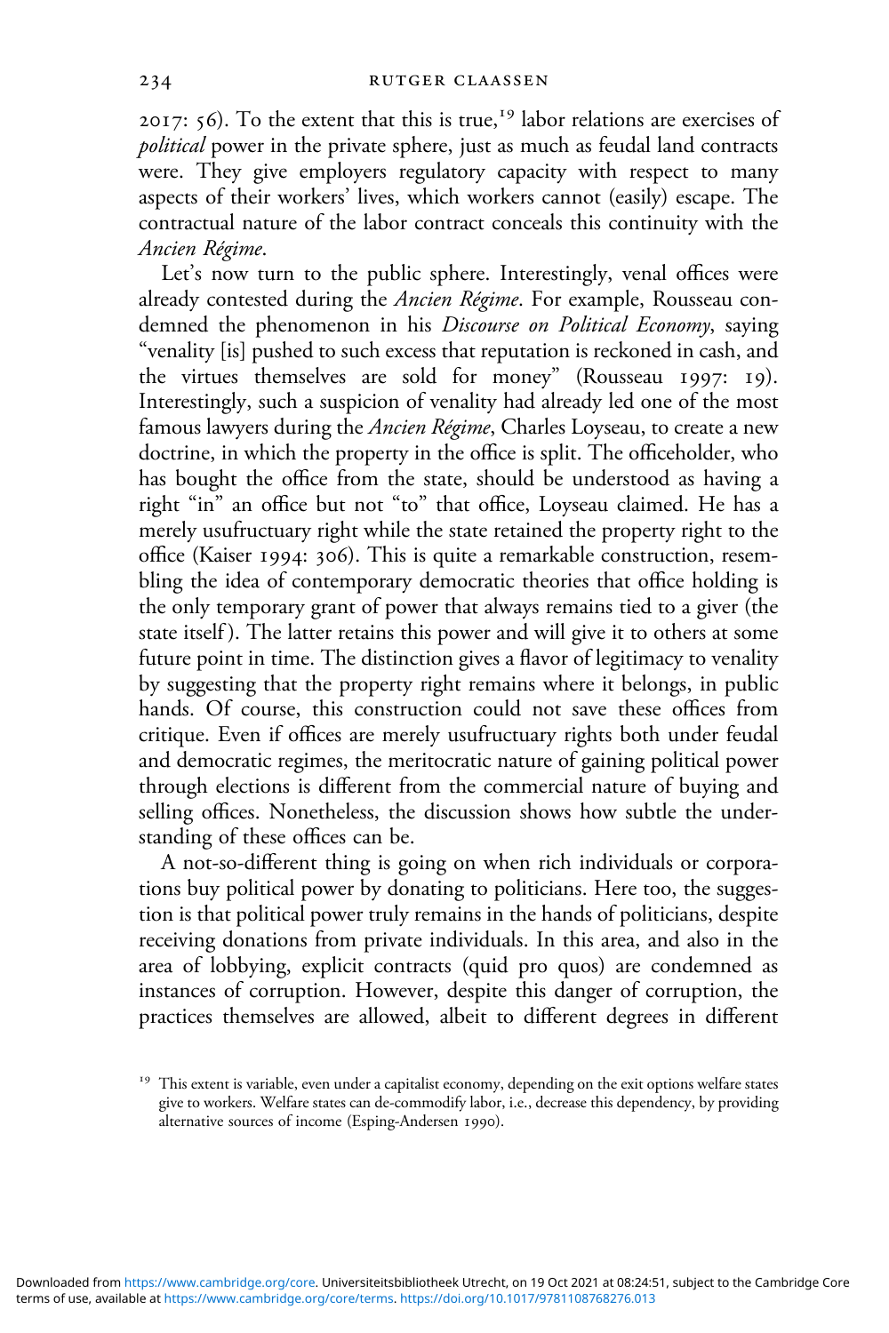2017: 56). To the extent that this is true,[19] labor relations are exercises of *political* power in the private sphere, just as much as feudal land contracts were. They give employers regulatory capacity with respect to many aspects of their workers' lives, which workers cannot (easily) escape. The contractual nature of the labor contract conceals this continuity with the *Ancien Régime*.

Let's now turn to the public sphere. Interestingly, venal offices were already contested during the *Ancien Régime*. For example, Rousseau condemned the phenomenon in his *Discourse on Political Economy*, saying "venality [is] pushed to such excess that reputation is reckoned in cash, and the virtues themselves are sold for money" (Rousseau 1997: 19). Interestingly, such a suspicion of venality had already led one of the most famous lawyers during the *Ancien Régime*, Charles Loyseau, to create a new doctrine, in which the property in the office is split. The officeholder, who has bought the office from the state, should be understood as having a right "in" an office but not "to" that office, Loyseau claimed. He has a merely usufructuary right while the state retained the property right to the office (Kaiser 1994: 306). This is quite a remarkable construction, resembling the idea of contemporary democratic theories that office holding is the only temporary grant of power that always remains tied to a giver (the state itself). The latter retains this power and will give it to others at some future point in time. The distinction gives a flavor of legitimacy to venality by suggesting that the property right remains where it belongs, in public hands. Of course, this construction could not save these offices from critique. Even if offices are merely usufructuary rights both under feudal and democratic regimes, the meritocratic nature of gaining political power through elections is different from the commercial nature of buying and selling offices. Nonetheless, the discussion shows how subtle the understanding of these offices can be.

A not-so-different thing is going on when rich individuals or corporations buy political power by donating to politicians. Here too, the suggestion is that political power truly remains in the hands of politicians, despite receiving donations from private individuals. In this area, and also in the area of lobbying, explicit contracts (quid pro quos) are condemned as instances of corruption. However, despite this danger of corruption, the practices themselves are allowed, albeit to different degrees in different

[19] This extent is variable, even under a capitalist economy, depending on the exit options welfare states give to workers. Welfare states can de-commodify labor, i.e., decrease this dependency, by providing alternative sources of income (Esping-Andersen 1990).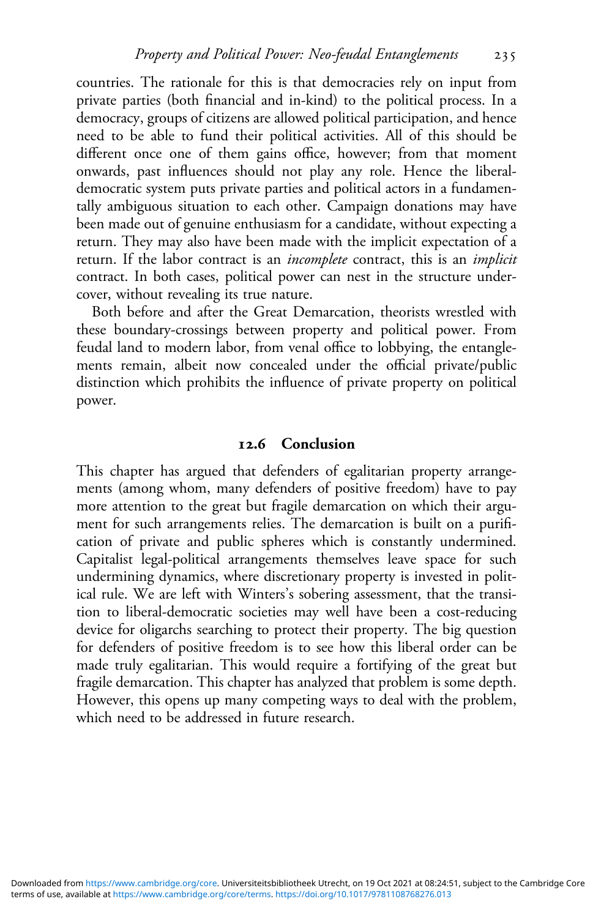countries. The rationale for this is that democracies rely on input from private parties (both financial and in-kind) to the political process. In a democracy, groups of citizens are allowed political participation, and hence need to be able to fund their political activities. All of this should be different once one of them gains office, however; from that moment onwards, past influences should not play any role. Hence the liberal-democratic system puts private parties and political actors in a fundamentally ambiguous situation to each other. Campaign donations may have been made out of genuine enthusiasm for a candidate, without expecting a return. They may also have been made with the implicit expectation of a return. If the labor contract is an *incomplete* contract, this is an *implicit* contract. In both cases, political power can nest in the structure undercover, without revealing its true nature.

Both before and after the Great Demarcation, theorists wrestled with these boundary-crossings between property and political power. From feudal land to modern labor, from venal office to lobbying, the entanglements remain, albeit now concealed under the official private/public distinction which prohibits the influence of private property on political power.

## 12.6 Conclusion

This chapter has argued that defenders of egalitarian property arrangements (among whom, many defenders of positive freedom) have to pay more attention to the great but fragile demarcation on which their argument for such arrangements relies. The demarcation is built on a purification of private and public spheres which is constantly undermined. Capitalist legal-political arrangements themselves leave space for such undermining dynamics, where discretionary property is invested in political rule. We are left with Winters's sobering assessment, that the transition to liberal-democratic societies may well have been a cost-reducing device for oligarchs searching to protect their property. The big question for defenders of positive freedom is to see how this liberal order can be made truly egalitarian. This would require a fortifying of the great but fragile demarcation. This chapter has analyzed that problem is some depth. However, this opens up many competing ways to deal with the problem, which need to be addressed in future research.